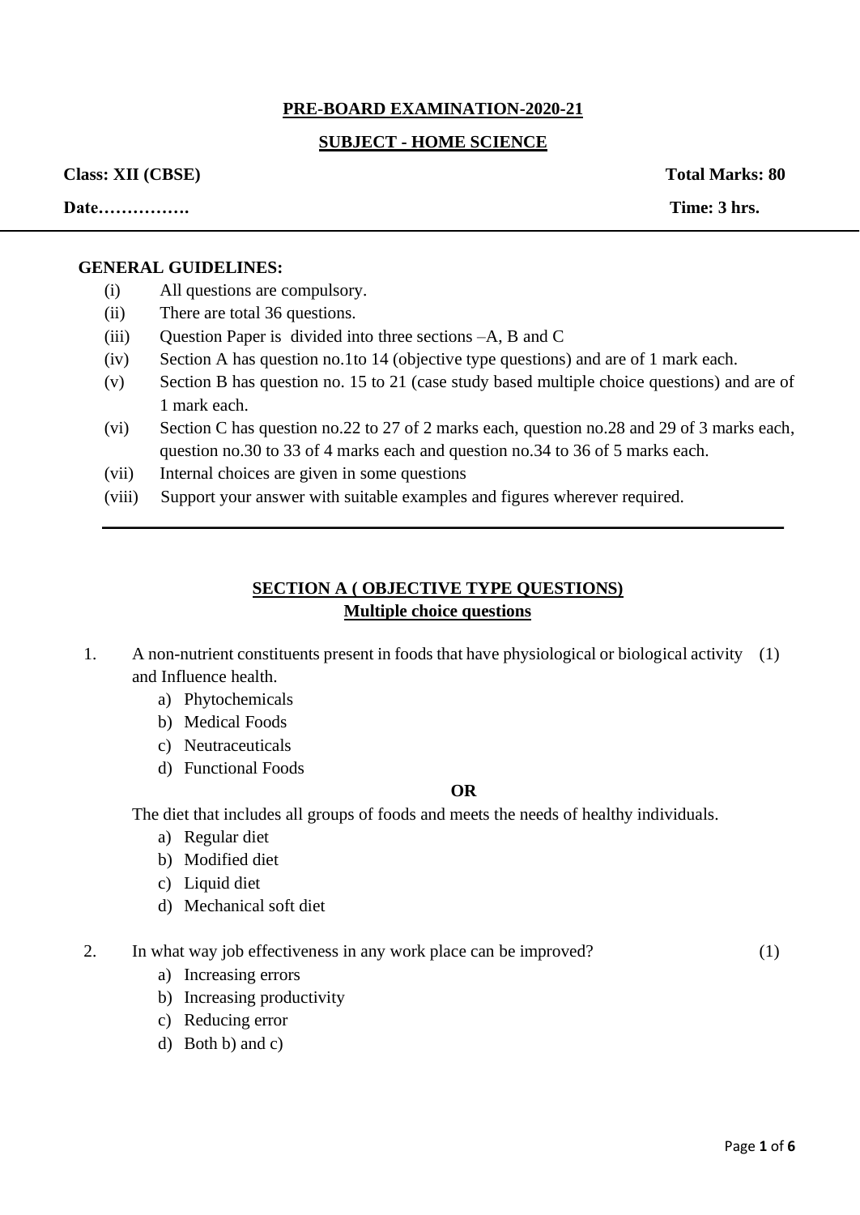**PRE-BOARD EXAMINATION-2020-21**

**SUBJECT - HOME SCIENCE**

**Class: XII (CBSE)** **Total Marks: 80**

**Date…………….** **Time: 3 hrs.**

---

**GENERAL GUIDELINES:**

(i) All questions are compulsory.

(ii) There are total 36 questions.

(iii) Question Paper is divided into three sections –A, B and C

(iv) Section A has question no.1to 14 (objective type questions) and are of 1 mark each.

(v) Section B has question no. 15 to 21 (case study based multiple choice questions) and are of 1 mark each.

(vi) Section C has question no.22 to 27 of 2 marks each, question no.28 and 29 of 3 marks each, question no.30 to 33 of 4 marks each and question no.34 to 36 of 5 marks each.

(vii) Internal choices are given in some questions

(viii) Support your answer with suitable examples and figures wherever required.

---

## SECTION A ( OBJECTIVE TYPE QUESTIONS)

### Multiple choice questions

1. A non-nutrient constituents present in foods that have physiological or biological activity and Influence health. (1)

   a) Phytochemicals
   b) Medical Foods
   c) Neutraceuticals
   d) Functional Foods

   **OR**

   The diet that includes all groups of foods and meets the needs of healthy individuals.

   a) Regular diet
   b) Modified diet
   c) Liquid diet
   d) Mechanical soft diet

2. In what way job effectiveness in any work place can be improved? (1)

   a) Increasing errors
   b) Increasing productivity
   c) Reducing error
   d) Both b) and c)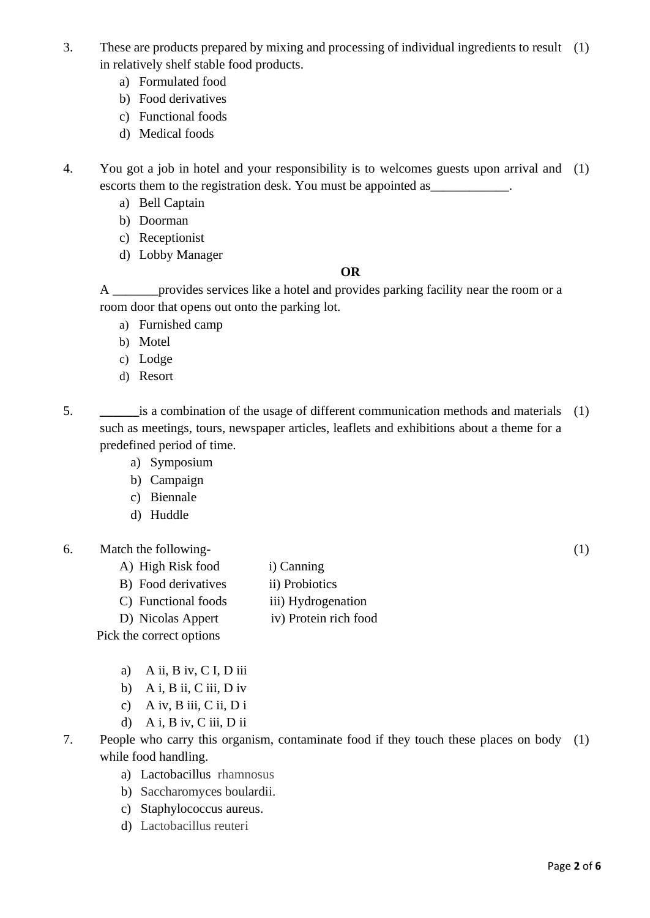3. These are products prepared by mixing and processing of individual ingredients to result in relatively shelf stable food products. (1)
   a) Formulated food
   b) Food derivatives
   c) Functional foods
   d) Medical foods

4. You got a job in hotel and your responsibility is to welcomes guests upon arrival and escorts them to the registration desk. You must be appointed as____________. (1)
   a) Bell Captain
   b) Doorman
   c) Receptionist
   d) Lobby Manager

**OR**

A _______provides services like a hotel and provides parking facility near the room or a room door that opens out onto the parking lot.
   a) Furnished camp
   b) Motel
   c) Lodge
   d) Resort

5. ______is a combination of the usage of different communication methods and materials such as meetings, tours, newspaper articles, leaflets and exhibitions about a theme for a predefined period of time. (1)
   a) Symposium
   b) Campaign
   c) Biennale
   d) Huddle

6. Match the following- (1)

| | |
|---|---|
| A) High Risk food | i) Canning |
| B) Food derivatives | ii) Probiotics |
| C) Functional foods | iii) Hydrogenation |
| D) Nicolas Appert | iv) Protein rich food |

Pick the correct options

   a) A ii, B iv, C I, D iii
   b) A i, B ii, C iii, D iv
   c) A iv, B iii, C ii, D i
   d) A i, B iv, C iii, D ii

7. People who carry this organism, contaminate food if they touch these places on body while food handling. (1)
   a) Lactobacillus rhamnosus
   b) Saccharomyces boulardii.
   c) Staphylococcus aureus.
   d) Lactobacillus reuteri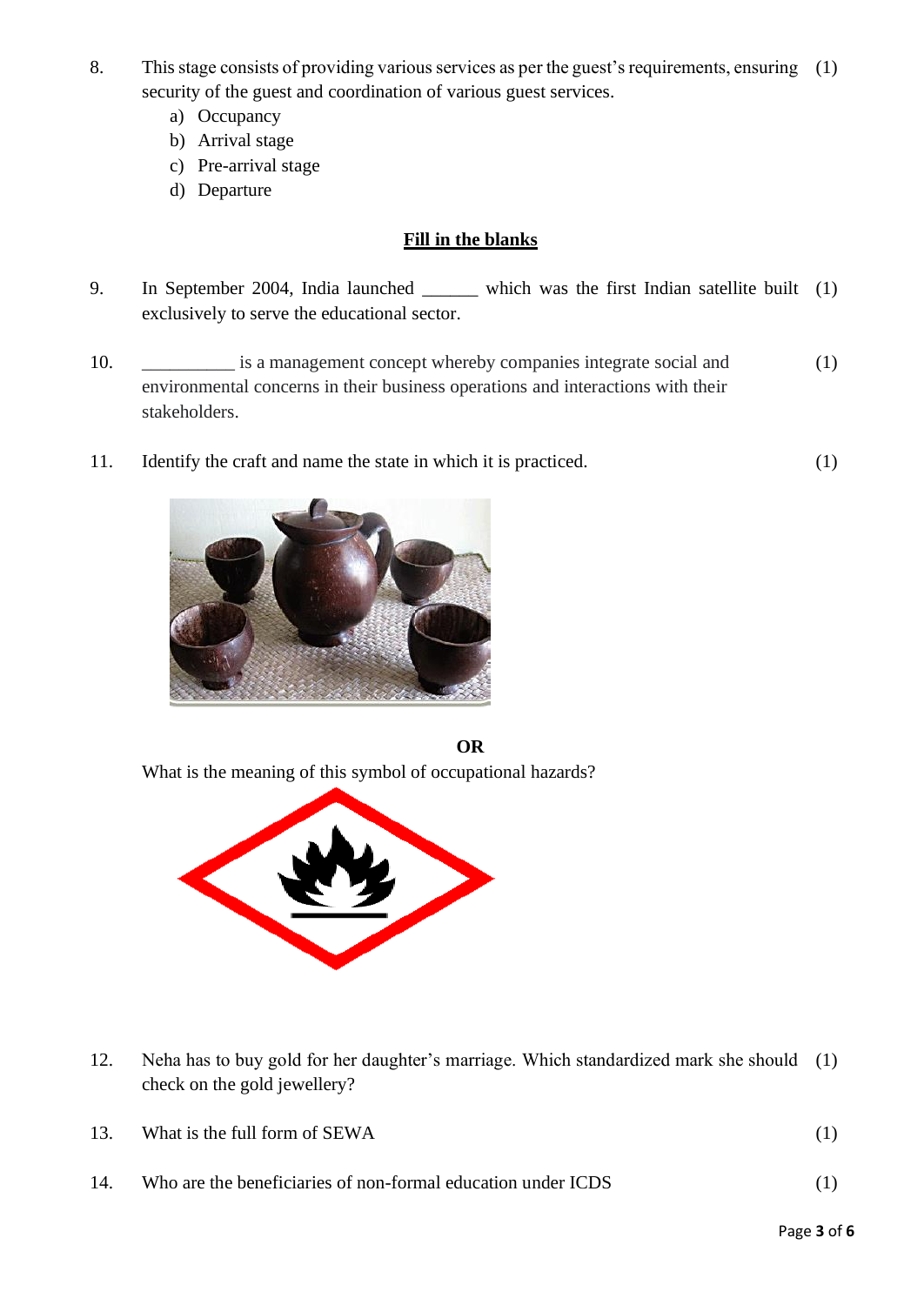8. This stage consists of providing various services as per the guest's requirements, ensuring security of the guest and coordination of various guest services. (1)
   a) Occupancy
   b) Arrival stage
   c) Pre-arrival stage
   d) Departure

## Fill in the blanks

9. In September 2004, India launched ______ which was the first Indian satellite built exclusively to serve the educational sector. (1)

10. __________ is a management concept whereby companies integrate social and environmental concerns in their business operations and interactions with their stakeholders. (1)

11. Identify the craft and name the state in which it is practiced. (1)

**OR**

What is the meaning of this symbol of occupational hazards?

12. Neha has to buy gold for her daughter's marriage. Which standardized mark she should check on the gold jewellery? (1)

13. What is the full form of SEWA (1)

14. Who are the beneficiaries of non-formal education under ICDS (1)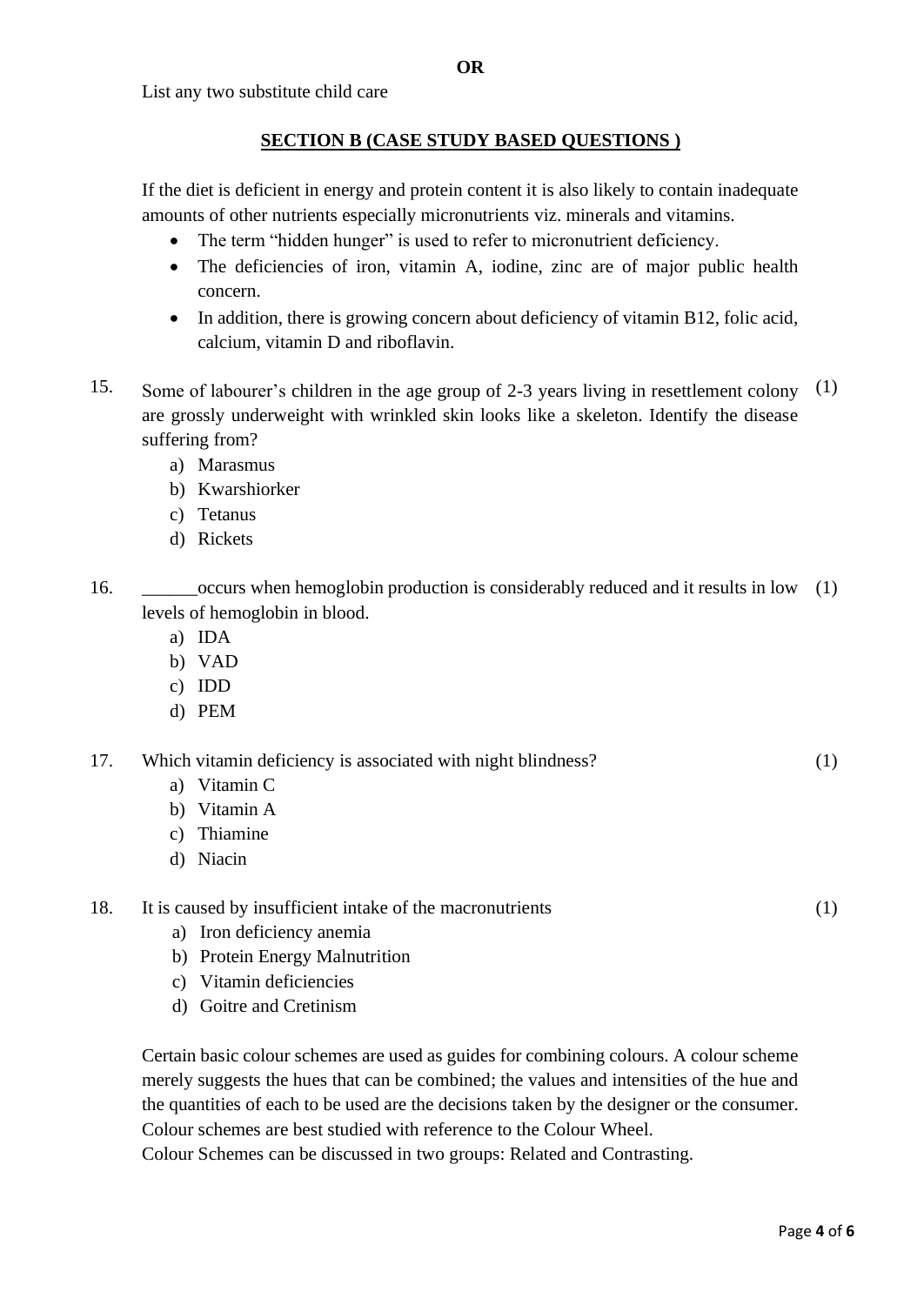**OR**

List any two substitute child care

## SECTION B (CASE STUDY BASED QUESTIONS )

If the diet is deficient in energy and protein content it is also likely to contain inadequate amounts of other nutrients especially micronutrients viz. minerals and vitamins.

- The term "hidden hunger" is used to refer to micronutrient deficiency.
- The deficiencies of iron, vitamin A, iodine, zinc are of major public health concern.
- In addition, there is growing concern about deficiency of vitamin B12, folic acid, calcium, vitamin D and riboflavin.

15. Some of labourer's children in the age group of 2-3 years living in resettlement colony are grossly underweight with wrinkled skin looks like a skeleton. Identify the disease suffering from? (1)
    a) Marasmus
    b) Kwarshiorker
    c) Tetanus
    d) Rickets

16. ______occurs when hemoglobin production is considerably reduced and it results in low levels of hemoglobin in blood. (1)
    a) IDA
    b) VAD
    c) IDD
    d) PEM

17. Which vitamin deficiency is associated with night blindness? (1)
    a) Vitamin C
    b) Vitamin A
    c) Thiamine
    d) Niacin

18. It is caused by insufficient intake of the macronutrients (1)
    a) Iron deficiency anemia
    b) Protein Energy Malnutrition
    c) Vitamin deficiencies
    d) Goitre and Cretinism

Certain basic colour schemes are used as guides for combining colours. A colour scheme merely suggests the hues that can be combined; the values and intensities of the hue and the quantities of each to be used are the decisions taken by the designer or the consumer. Colour schemes are best studied with reference to the Colour Wheel.
Colour Schemes can be discussed in two groups: Related and Contrasting.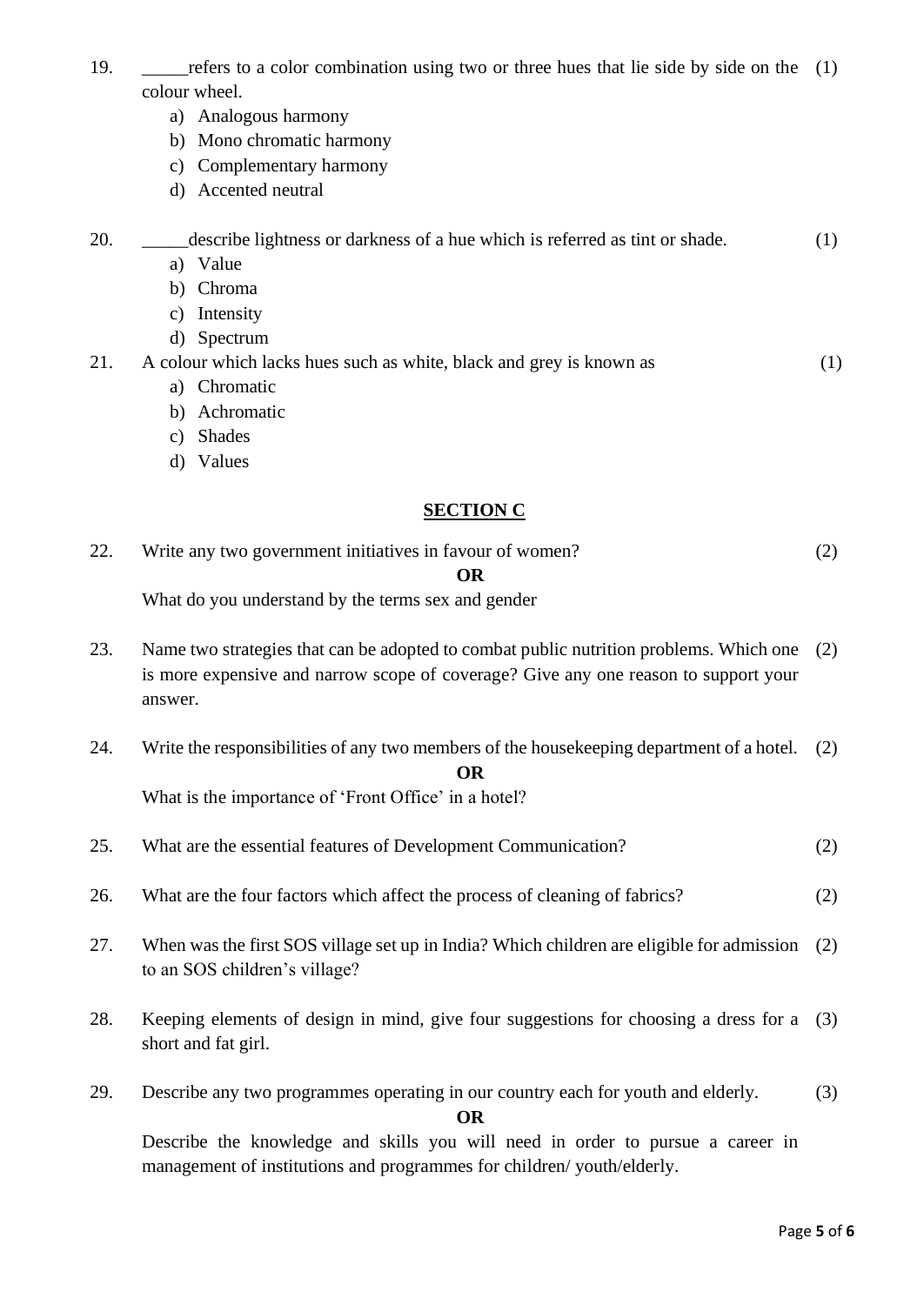19. _____refers to a color combination using two or three hues that lie side by side on the colour wheel. (1)
    a) Analogous harmony
    b) Mono chromatic harmony
    c) Complementary harmony
    d) Accented neutral

20. _____describe lightness or darkness of a hue which is referred as tint or shade. (1)
    a) Value
    b) Chroma
    c) Intensity
    d) Spectrum

21. A colour which lacks hues such as white, black and grey is known as (1)
    a) Chromatic
    b) Achromatic
    c) Shades
    d) Values

## SECTION C

22. Write any two government initiatives in favour of women? (2)

    **OR**

    What do you understand by the terms sex and gender

23. Name two strategies that can be adopted to combat public nutrition problems. Which one is more expensive and narrow scope of coverage? Give any one reason to support your answer. (2)

24. Write the responsibilities of any two members of the housekeeping department of a hotel. (2)

    **OR**

    What is the importance of 'Front Office' in a hotel?

25. What are the essential features of Development Communication? (2)

26. What are the four factors which affect the process of cleaning of fabrics? (2)

27. When was the first SOS village set up in India? Which children are eligible for admission to an SOS children's village? (2)

28. Keeping elements of design in mind, give four suggestions for choosing a dress for a short and fat girl. (3)

29. Describe any two programmes operating in our country each for youth and elderly. (3)

    **OR**

    Describe the knowledge and skills you will need in order to pursue a career in management of institutions and programmes for children/ youth/elderly.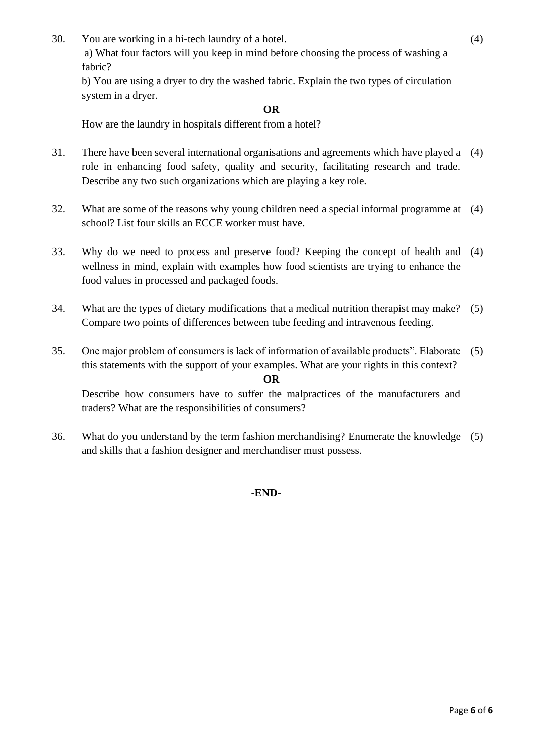30. You are working in a hi-tech laundry of a hotel. (4)

    a) What four factors will you keep in mind before choosing the process of washing a fabric?

    b) You are using a dryer to dry the washed fabric. Explain the two types of circulation system in a dryer.

    **OR**

    How are the laundry in hospitals different from a hotel?

31. There have been several international organisations and agreements which have played a role in enhancing food safety, quality and security, facilitating research and trade. Describe any two such organizations which are playing a key role. (4)

32. What are some of the reasons why young children need a special informal programme at school? List four skills an ECCE worker must have. (4)

33. Why do we need to process and preserve food? Keeping the concept of health and wellness in mind, explain with examples how food scientists are trying to enhance the food values in processed and packaged foods. (4)

34. What are the types of dietary modifications that a medical nutrition therapist may make? Compare two points of differences between tube feeding and intravenous feeding. (5)

35. One major problem of consumers is lack of information of available products". Elaborate this statements with the support of your examples. What are your rights in this context? (5)

    **OR**

    Describe how consumers have to suffer the malpractices of the manufacturers and traders? What are the responsibilities of consumers?

36. What do you understand by the term fashion merchandising? Enumerate the knowledge and skills that a fashion designer and merchandiser must possess. (5)

**-END-**